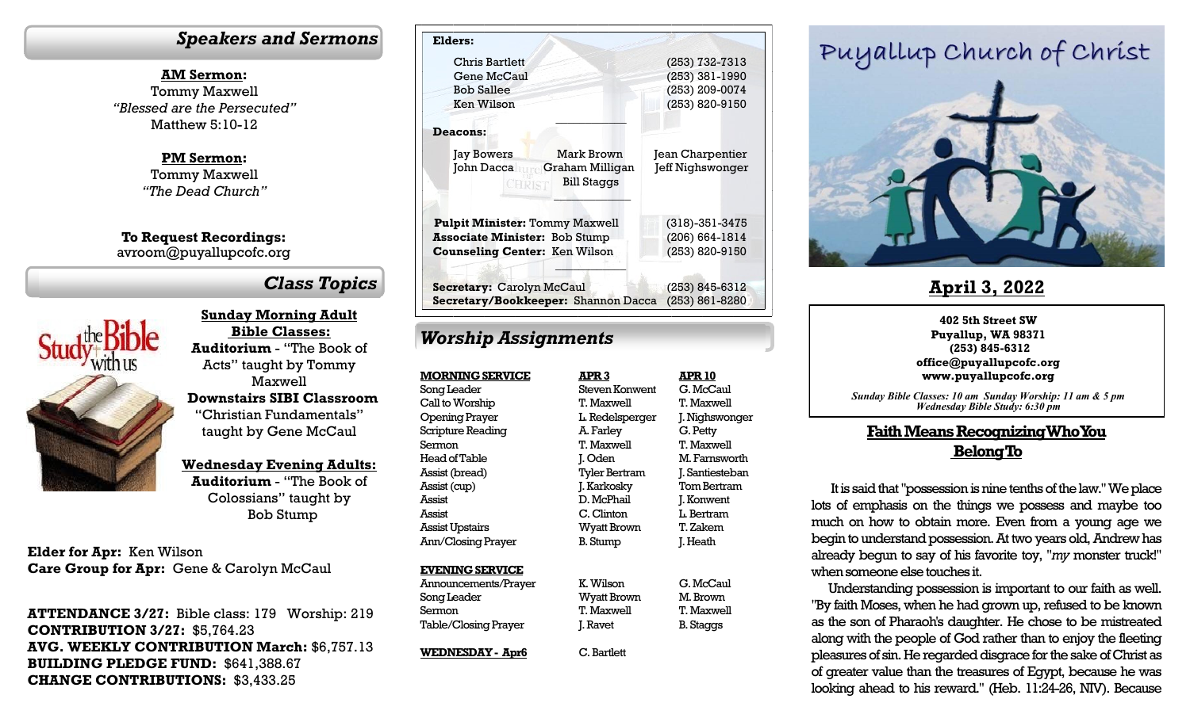## Speakers and Sermons

**AM Sermon:**
Tommy Maxwell
*"Blessed are the Persecuted"*
Matthew 5:10-12

**PM Sermon:**
Tommy Maxwell
*"The Dead Church"*

**To Request Recordings:**
avroom@puyallupcofc.org

## Class Topics

**Sunday Morning Adult Bible Classes:**
**Auditorium** - "The Book of Acts" taught by Tommy Maxwell
**Downstairs SIBI Classroom** "Christian Fundamentals" taught by Gene McCaul

**Wednesday Evening Adults:**
**Auditorium** - "The Book of Colossians" taught by Bob Stump

**Elder for Apr:** Ken Wilson
**Care Group for Apr:** Gene & Carolyn McCaul

**ATTENDANCE 3/27:** Bible class: 179 Worship: 219
**CONTRIBUTION 3/27:** $5,764.23
**AVG. WEEKLY CONTRIBUTION March:** $6,757.13
**BUILDING PLEDGE FUND:** $641,388.67
**CHANGE CONTRIBUTIONS:** $3,433.25

**Elders:**

| | |
|---|---|
| Chris Bartlett | (253) 732-7313 |
| Gene McCaul | (253) 381-1990 |
| Bob Sallee | (253) 209-0074 |
| Ken Wilson | (253) 820-9150 |

**Deacons:**

Jay Bowers, Mark Brown, Jean Charpentier, John Dacca, Graham Milligan, Jeff Nighswonger, Bill Staggs

| | |
|---|---|
| **Pulpit Minister:** Tommy Maxwell | (318)-351-3475 |
| **Associate Minister:** Bob Stump | (206) 664-1814 |
| **Counseling Center:** Ken Wilson | (253) 820-9150 |
| **Secretary:** Carolyn McCaul | (253) 845-6312 |
| **Secretary/Bookkeeper:** Shannon Dacca | (253) 861-8280 |

## Worship Assignments

| MORNING SERVICE | APR 3 | APR 10 |
|---|---|---|
| Song Leader | Steven Konwent | G. McCaul |
| Call to Worship | T. Maxwell | T. Maxwell |
| Opening Prayer | L. Redelsperger | J. Nighswonger |
| Scripture Reading | A. Farley | G. Petty |
| Sermon | T. Maxwell | T. Maxwell |
| Head of Table | J. Oden | M. Farnsworth |
| Assist (bread) | Tyler Bertram | J. Santiesteban |
| Assist (cup) | J. Karkosky | Tom Bertram |
| Assist | D. McPhail | J. Konwent |
| Assist | C. Clinton | L. Bertram |
| Assist Upstairs | Wyatt Brown | T. Zakem |
| Ann/Closing Prayer | B. Stump | J. Heath |
| **EVENING SERVICE** | | |
| Announcements/Prayer | K. Wilson | G. McCaul |
| Song Leader | Wyatt Brown | M. Brown |
| Sermon | T. Maxwell | T. Maxwell |
| Table/Closing Prayer | J. Ravet | B. Staggs |
| **WEDNESDAY - Apr6** | C. Bartlett | |

# Puyallup Church of Christ

## April 3, 2022

**402 5th Street SW**
**Puyallup, WA 98371**
**(253) 845-6312**
**office@puyallupcofc.org**
**www.puyallupcofc.org**

*Sunday Bible Classes: 10 am Sunday Worship: 11 am & 5 pm*
*Wednesday Bible Study: 6:30 pm*

## Faith Means Recognizing Who You Belong To

It is said that "possession is nine tenths of the law." We place lots of emphasis on the things we possess and maybe too much on how to obtain more. Even from a young age we begin to understand possession. At two years old, Andrew has already begun to say of his favorite toy, "*my* monster truck!" when someone else touches it.

Understanding possession is important to our faith as well. "By faith Moses, when he had grown up, refused to be known as the son of Pharaoh's daughter. He chose to be mistreated along with the people of God rather than to enjoy the fleeting pleasures of sin. He regarded disgrace for the sake of Christ as of greater value than the treasures of Egypt, because he was looking ahead to his reward." (Heb. 11:24-26, NIV). Because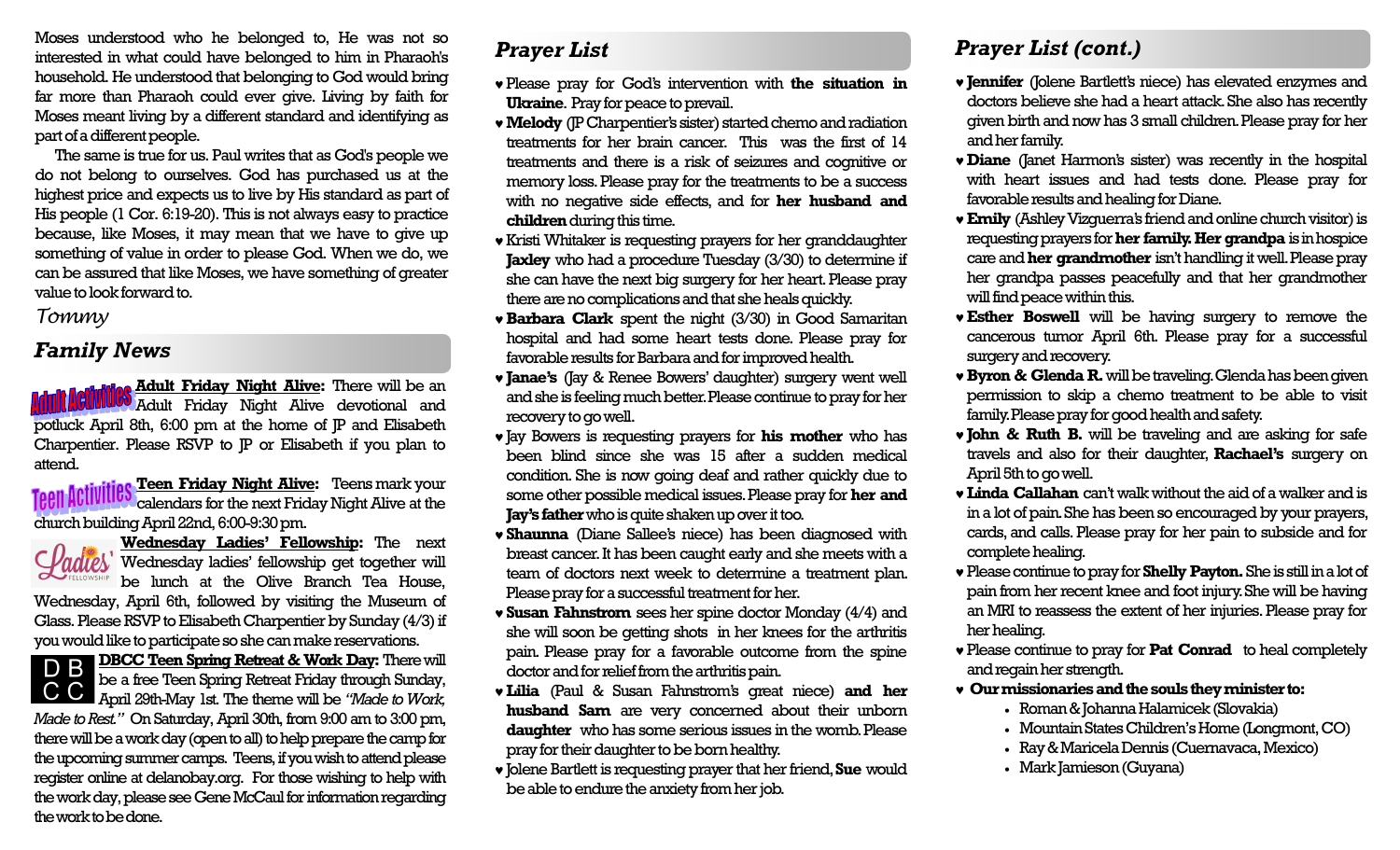Moses understood who he belonged to, He was not so interested in what could have belonged to him in Pharaoh's household. He understood that belonging to God would bring far more than Pharaoh could ever give. Living by faith for Moses meant living by a different standard and identifying as part of a different people.

The same is true for us. Paul writes that as God's people we do not belong to ourselves. God has purchased us at the highest price and expects us to live by His standard as part of His people (1 Cor. 6:19-20). This is not always easy to practice because, like Moses, it may mean that we have to give up something of value in order to please God. When we do, we can be assured that like Moses, we have something of greater value to look forward to.

*Tommy*

## *Family News*

Adult Activities **Adult Friday Night Alive:** There will be an Adult Friday Night Alive devotional and potluck April 8th, 6:00 pm at the home of JP and Elisabeth Charpentier. Please RSVP to JP or Elisabeth if you plan to attend.

Teen Activities **Teen Friday Night Alive:** Teens mark your calendars for the next Friday Night Alive at the church building April 22nd, 6:00-9:30 pm.

Ladies' Fellowship **Wednesday Ladies' Fellowship:** The next Wednesday ladies' fellowship get together will be lunch at the Olive Branch Tea House, Wednesday, April 6th, followed by visiting the Museum of Glass. Please RSVP to Elisabeth Charpentier by Sunday (4/3) if you would like to participate so she can make reservations.

DBCC **DBCC Teen Spring Retreat & Work Day:** There will be a free Teen Spring Retreat Friday through Sunday, April 29th-May 1st. The theme will be *"Made to Work, Made to Rest."* On Saturday, April 30th, from 9:00 am to 3:00 pm, there will be a work day (open to all) to help prepare the camp for the upcoming summer camps. Teens, if you wish to attend please register online at delanobay.org. For those wishing to help with the work day, please see Gene McCaul for information regarding the work to be done.

## *Prayer List*

- Please pray for God's intervention with **the situation in Ukraine**. Pray for peace to prevail.
- **Melody** (JP Charpentier's sister) started chemo and radiation treatments for her brain cancer. This was the first of 14 treatments and there is a risk of seizures and cognitive or memory loss. Please pray for the treatments to be a success with no negative side effects, and for **her husband and children** during this time.
- Kristi Whitaker is requesting prayers for her granddaughter **Jaxley** who had a procedure Tuesday (3/30) to determine if she can have the next big surgery for her heart. Please pray there are no complications and that she heals quickly.
- **Barbara Clark** spent the night (3/30) in Good Samaritan hospital and had some heart tests done. Please pray for favorable results for Barbara and for improved health.
- **Janae's** (Jay & Renee Bowers' daughter) surgery went well and she is feeling much better. Please continue to pray for her recovery to go well.
- Jay Bowers is requesting prayers for **his mother** who has been blind since she was 15 after a sudden medical condition. She is now going deaf and rather quickly due to some other possible medical issues. Please pray for **her and Jay's father** who is quite shaken up over it too.
- **Shaunna** (Diane Sallee's niece) has been diagnosed with breast cancer. It has been caught early and she meets with a team of doctors next week to determine a treatment plan. Please pray for a successful treatment for her.
- **Susan Fahnstrom** sees her spine doctor Monday (4/4) and she will soon be getting shots in her knees for the arthritis pain. Please pray for a favorable outcome from the spine doctor and for relief from the arthritis pain.
- **Lilia** (Paul & Susan Fahnstrom's great niece) **and her husband Sam** are very concerned about their unborn **daughter** who has some serious issues in the womb. Please pray for their daughter to be born healthy.
- Jolene Bartlett is requesting prayer that her friend, **Sue** would be able to endure the anxiety from her job.

## *Prayer List (cont.)*

- **Jennifer** (Jolene Bartlett's niece) has elevated enzymes and doctors believe she had a heart attack. She also has recently given birth and now has 3 small children. Please pray for her and her family.
- **Diane** (Janet Harmon's sister) was recently in the hospital with heart issues and had tests done. Please pray for favorable results and healing for Diane.
- **Emily** (Ashley Vizguerra's friend and online church visitor) is requesting prayers for **her family. Her grandpa** is in hospice care and **her grandmother** isn't handling it well. Please pray her grandpa passes peacefully and that her grandmother will find peace within this.
- **Esther Boswell** will be having surgery to remove the cancerous tumor April 6th. Please pray for a successful surgery and recovery.
- **Byron & Glenda R.** will be traveling. Glenda has been given permission to skip a chemo treatment to be able to visit family. Please pray for good health and safety.
- **John & Ruth B.** will be traveling and are asking for safe travels and also for their daughter, **Rachael's** surgery on April 5th to go well.
- **Linda Callahan** can't walk without the aid of a walker and is in a lot of pain. She has been so encouraged by your prayers, cards, and calls. Please pray for her pain to subside and for complete healing.
- Please continue to pray for **Shelly Payton.** She is still in a lot of pain from her recent knee and foot injury. She will be having an MRI to reassess the extent of her injuries. Please pray for her healing.
- Please continue to pray for **Pat Conrad** to heal completely and regain her strength.
- **Our missionaries and the souls they minister to:**
  - Roman & Johanna Halamicek (Slovakia)
  - Mountain States Children's Home (Longmont, CO)
  - Ray & Maricela Dennis (Cuernavaca, Mexico)
  - Mark Jamieson (Guyana)